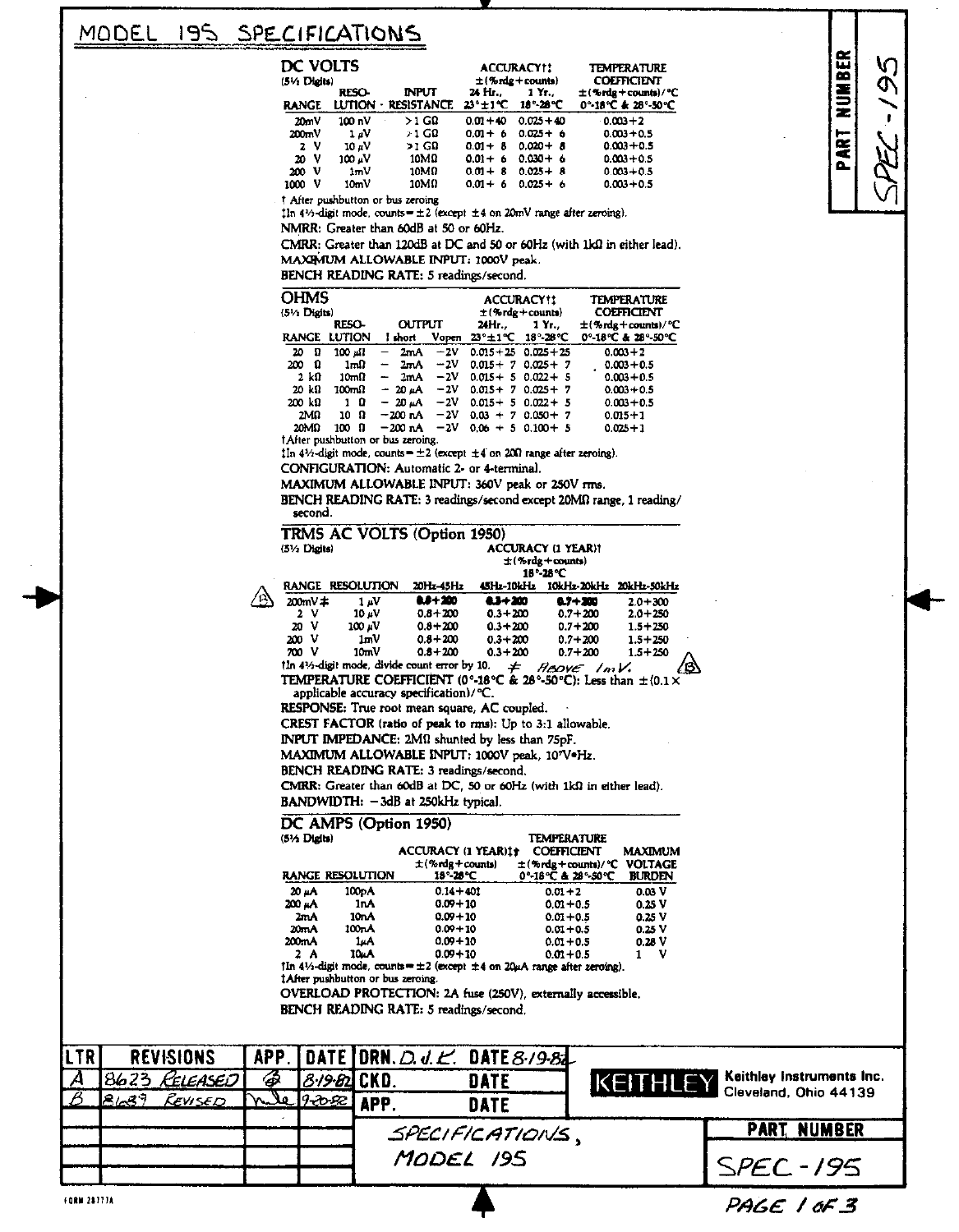# MODEL 195 SPECIFICATIONS

## DC VOLTS

(5½ Digits)

| RANGE | RESOLUTION | INPUT RESISTANCE | ACCURACY†‡ ±(%rdg+counts) 24 Hr., 23°±1°C | 1 Yr., 18°-28°C | TEMPERATURE COEFFICIENT ±(%rdg+counts)/°C 0°-18°C & 28°-50°C |
|---|---|---|---|---|---|
| 20mV | 100 nV | >1 GΩ | 0.01+40 | 0.025+40 | 0.003+2 |
| 200mV | 1 μV | >1 GΩ | 0.01+ 6 | 0.025+ 6 | 0.003+0.5 |
| 2 V | 10 μV | >1 GΩ | 0.01+ 8 | 0.020+ 8 | 0.003+0.5 |
| 20 V | 100 μV | 10MΩ | 0.01+ 6 | 0.030+ 6 | 0.003+0.5 |
| 200 V | 1mV | 10MΩ | 0.01+ 8 | 0.025+ 8 | 0.003+0.5 |
| 1000 V | 10mV | 10MΩ | 0.01+ 6 | 0.025+ 6 | 0.003+0.5 |

† After pushbutton or bus zeroing.
‡In 4½-digit mode, counts = ±2 (except ±4 on 20mV range after zeroing).

NMRR: Greater than 60dB at 50 or 60Hz.

CMRR: Greater than 120dB at DC and 50 or 60Hz (with 1kΩ in either lead).

MAXIMUM ALLOWABLE INPUT: 1000V peak.

BENCH READING RATE: 5 readings/second.

## OHMS

(5½ Digits)

| RANGE | RESOLUTION | OUTPUT I short | V open | ACCURACY†‡ ±(%rdg+counts) 24Hr., 23°±1°C | 1 Yr., 18°-28°C | TEMPERATURE COEFFICIENT ±(%rdg+counts)/°C 0°-18°C & 28°-50°C |
|---|---|---|---|---|---|---|
| 20 Ω | 100 μΩ | − 2mA | −2V | 0.015+25 | 0.025+25 | 0.003+2 |
| 200 Ω | 1mΩ | − 2mA | −2V | 0.015+ 7 | 0.025+ 7 | 0.003+0.5 |
| 2 kΩ | 10mΩ | − 2mA | −2V | 0.015+ 5 | 0.022+ 5 | 0.003+0.5 |
| 20 kΩ | 100mΩ | − 20 μA | −2V | 0.015+ 7 | 0.025+ 7 | 0.003+0.5 |
| 200 kΩ | 1 Ω | − 20 μA | −2V | 0.015+ 5 | 0.022+ 5 | 0.003+0.5 |
| 2MΩ | 10 Ω | −200 nA | −2V | 0.03 + 7 | 0.050+ 7 | 0.015+1 |
| 20MΩ | 100 Ω | −200 nA | −2V | 0.06 + 5 | 0.100+ 5 | 0.025+1 |

†After pushbutton or bus zeroing.
‡In 4½-digit mode, counts = ±2 (except ±4 on 20Ω range after zeroing).

CONFIGURATION: Automatic 2- or 4-terminal.

MAXIMUM ALLOWABLE INPUT: 360V peak or 250V rms.

BENCH READING RATE: 3 readings/second except 20MΩ range, 1 reading/second.

## TRMS AC VOLTS (Option 1950)

(5½ Digits)

| RANGE | RESOLUTION | ACCURACY (1 YEAR)† ±(%rdg+counts) 18°-28°C 20Hz-45Hz | 45Hz-10kHz | 10kHz-20kHz | 20kHz-50kHz |
|---|---|---|---|---|---|
| 200mV ≠ | 1 μV | 0.8+200 | 0.3+200 | 0.7+200 | 2.0+300 |
| 2 V | 10 μV | 0.8+200 | 0.3+200 | 0.7+200 | 2.0+250 |
| 20 V | 100 μV | 0.8+200 | 0.3+200 | 0.7+200 | 1.5+250 |
| 200 V | 1mV | 0.8+200 | 0.3+200 | 0.7+200 | 1.5+250 |
| 700 V | 10mV | 0.8+200 | 0.3+200 | 0.7+200 | 1.5+250 |

†In 4½-digit mode, divide count error by 10. ≠ ABOVE 1mV.

TEMPERATURE COEFFICIENT (0°-18°C & 28°-50°C): Less than ±(0.1 × applicable accuracy specification)/°C.

RESPONSE: True root mean square, AC coupled.

CREST FACTOR (ratio of peak to rms): Up to 3:1 allowable.

INPUT IMPEDANCE: 2MΩ shunted by less than 75pF.

MAXIMUM ALLOWABLE INPUT: 1000V peak, $10^7$V•Hz.

BENCH READING RATE: 3 readings/second.

CMRR: Greater than 60dB at DC, 50 or 60Hz (with 1kΩ in either lead).

BANDWIDTH: −3dB at 250kHz typical.

## DC AMPS (Option 1950)

(5½ Digits)

| RANGE | RESOLUTION | ACCURACY (1 YEAR)‡† ±(%rdg+counts) 18°-28°C | TEMPERATURE COEFFICIENT ±(%rdg+counts)/°C 0°-18°C & 28°-50°C | MAXIMUM VOLTAGE BURDEN |
|---|---|---|---|---|
| 20 μA | 100pA | 0.14+40‡ | 0.01+2 | 0.03 V |
| 200 μA | 1nA | 0.09+10 | 0.01+0.5 | 0.25 V |
| 2mA | 10nA | 0.09+10 | 0.01+0.5 | 0.25 V |
| 20mA | 100nA | 0.09+10 | 0.01+0.5 | 0.25 V |
| 200mA | 1μA | 0.09+10 | 0.01+0.5 | 0.28 V |
| 2 A | 10μA | 0.09+10 | 0.01+0.5 | 1 V |

†In 4½-digit mode, counts = ±2 (except ±4 on 20μA range after zeroing).
‡After pushbutton or bus zeroing.

OVERLOAD PROTECTION: 2A fuse (250V), externally accessible.

BENCH READING RATE: 5 readings/second.

| LTR | REVISIONS | APP. | DATE |
|---|---|---|---|
| A | 8623 RELEASED | | 8-19-82 |
| B | 8689 REVISED | | 9-20-82 |

DRN. D.J.K. DATE 8-19-82
CKD. DATE
APP. DATE

SPECIFICATIONS, MODEL 195

KEITHLEY — Keithley Instruments Inc. Cleveland, Ohio 44139

PART NUMBER: SPEC-195

FORM 28777A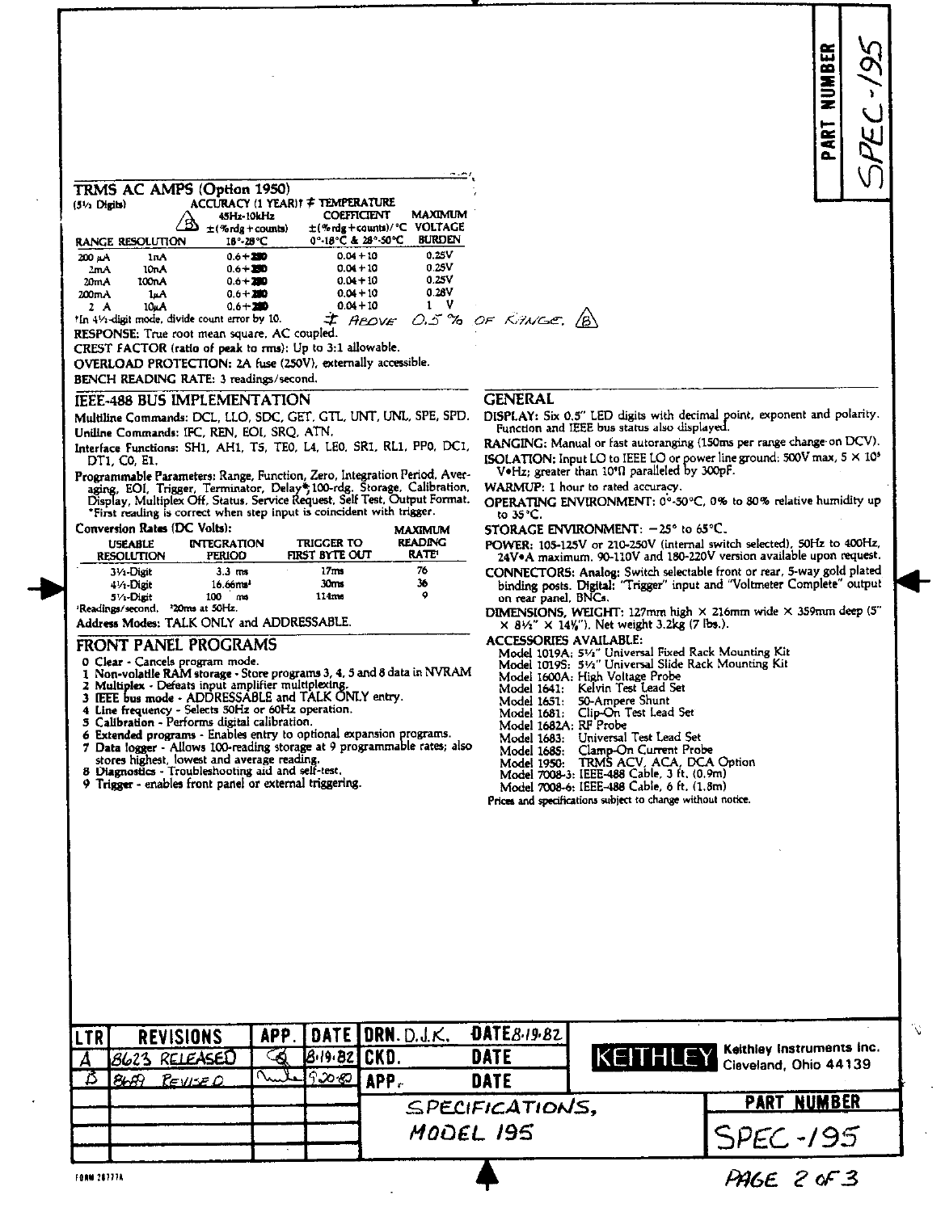## TRMS AC AMPS (Option 1950)

(5½ Digits)

| RANGE | RESOLUTION | ACCURACY (1 YEAR)† ‡ 45Hz-10kHz ±(%rdg+counts) 18°-28°C | TEMPERATURE COEFFICIENT ±(%rdg+counts)/°C 0°-18°C & 28°-50°C | MAXIMUM VOLTAGE BURDEN |
|---|---|---|---|---|
| 200 μA | 1nA | 0.6+200 | 0.04+10 | 0.25V |
| 2mA | 10nA | 0.6+200 | 0.04+10 | 0.25V |
| 20mA | 100nA | 0.6+200 | 0.04+10 | 0.25V |
| 200mA | 1μA | 0.6+200 | 0.04+10 | 0.28V |
| 2 A | 10μA | 0.6+200 | 0.04+10 | 1 V |

†In 4½-digit mode, divide count error by 10. ‡ Above 0.5% of range.

**RESPONSE:** True root mean square, AC coupled.

**CREST FACTOR (ratio of peak to rms):** Up to 3:1 allowable.

**OVERLOAD PROTECTION:** 2A fuse (250V), externally accessible.

**BENCH READING RATE:** 3 readings/second.

## IEEE-488 BUS IMPLEMENTATION

**Multiline Commands:** DCL, LLO, SDC, GET, GTL, UNT, UNL, SPE, SPD.

**Uniline Commands:** IFC, REN, EOI, SRQ, ATN.

**Interface Functions:** SH1, AH1, T5, TE0, L4, LE0, SR1, RL1, PP0, DC1, DT1, C0, E1.

**Programmable Parameters:** Range, Function, Zero, Integration Period, Averaging, EOI, Trigger, Terminator, Delay*, 100-rdg. Storage, Calibration, Display, Multiplex Off, Status, Service Request, Self Test, Output Format.
*First reading is correct when step input is coincident with trigger.

**Conversion Rates (DC Volts):**

| USEABLE RESOLUTION | INTEGRATION PERIOD | TRIGGER TO FIRST BYTE OUT | MAXIMUM READING RATE[1] |
|---|---|---|---|
| 3½-Digit | 3.3 ms | 17ms | 76 |
| 4½-Digit | 16.66ms[2] | 30ms | 36 |
| 5½-Digit | 100 ms | 114ms | 9 |

[1]Readings/second. [2]20ms at 50Hz.

**Address Modes:** TALK ONLY and ADDRESSABLE.

## FRONT PANEL PROGRAMS

- **0 Clear** - Cancels program mode.
- **1 Non-volatile RAM storage** - Store programs 3, 4, 5 and 8 data in NVRAM
- **2 Multiplex** - Defeats input amplifier multiplexing.
- **3 IEEE bus mode** - ADDRESSABLE and TALK ONLY entry.
- **4 Line frequency** - Selects 50Hz or 60Hz operation.
- **5 Calibration** - Performs digital calibration.
- **6 Extended programs** - Enables entry to optional expansion programs.
- **7 Data logger** - Allows 100-reading storage at 9 programmable rates; also stores highest, lowest and average reading.
- **8 Diagnostics** - Troubleshooting aid and self-test.
- **9 Trigger** - enables front panel or external triggering.

## GENERAL

**DISPLAY:** Six 0.5" LED digits with decimal point, exponent and polarity. Function and IEEE bus status also displayed.

**RANGING:** Manual or fast autoranging (150ms per range change on DCV).

**ISOLATION:** Input LO to IEEE LO or power line ground: 500V max, 5 × 10⁵ V•Hz; greater than 10⁹Ω paralleled by 300pF.

**WARMUP:** 1 hour to rated accuracy.

**OPERATING ENVIRONMENT:** 0°-50°C, 0% to 80% relative humidity up to 35°C.

**STORAGE ENVIRONMENT:** −25° to 65°C.

**POWER:** 105-125V or 210-250V (internal switch selected), 50Hz to 400Hz, 24V•A maximum. 90-110V and 180-220V version available upon request.

**CONNECTORS: Analog:** Switch selectable front or rear, 5-way gold plated binding posts. **Digital:** "Trigger" input and "Voltmeter Complete" output on rear panel, BNCs.

**DIMENSIONS, WEIGHT:** 127mm high × 216mm wide × 359mm deep (5" × 8½" × 14⅛"). Net weight 3.2kg (7 lbs.).

**ACCESSORIES AVAILABLE:**

- Model 1019A: 5¼" Universal Fixed Rack Mounting Kit
- Model 1019S: 5¼" Universal Slide Rack Mounting Kit
- Model 1600A: High Voltage Probe
- Model 1641: Kelvin Test Lead Set
- Model 1651: 50-Ampere Shunt
- Model 1681: Clip-On Test Lead Set
- Model 1682A: RF Probe
- Model 1683: Universal Test Lead Set
- Model 1685: Clamp-On Current Probe
- Model 1950: TRMS ACV, ACA, DCA Option
- Model 7008-3: IEEE-488 Cable, 3 ft. (0.9m)
- Model 7008-6: IEEE-488 Cable, 6 ft. (1.8m)

Prices and specifications subject to change without notice.

| LTR | REVISIONS | APP. | DATE |
|---|---|---|---|
| A | 8623 RELEASED | | 8-19-82 |
| B | 8689 REVISED | | 9-20-82 |

DRN. D.J.K. DATE 8-19-82
CKD. DATE
APP. DATE

KEITHLEY — Keithley Instruments Inc. Cleveland, Ohio 44139

SPECIFICATIONS, MODEL 195

PART NUMBER: SPEC-195

FORM 28777A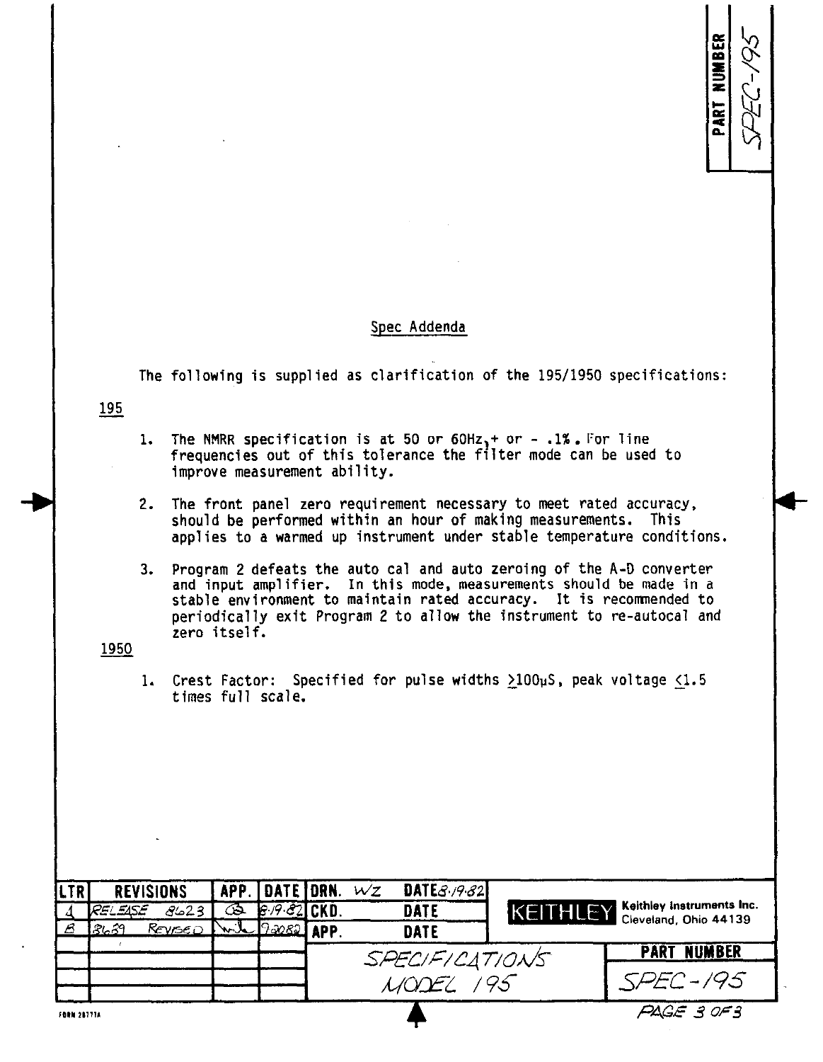## Spec Addenda

The following is supplied as clarification of the 195/1950 specifications:

195

1. The NMRR specification is at 50 or 60Hz, + or - .1%. For line frequencies out of this tolerance the filter mode can be used to improve measurement ability.

2. The front panel zero requirement necessary to meet rated accuracy, should be performed within an hour of making measurements. This applies to a warmed up instrument under stable temperature conditions.

3. Program 2 defeats the auto cal and auto zeroing of the A-D converter and input amplifier. In this mode, measurements should be made in a stable environment to maintain rated accuracy. It is recommended to periodically exit Program 2 to allow the instrument to re-autocal and zero itself.

1950

1. Crest Factor: Specified for pulse widths ≥100μS, peak voltage ≤1.5 times full scale.

| LTR | REVISIONS | APP. | DATE | | |
|---|---|---|---|---|---|
| A | RELEASE 8623 | | 8-19-82 | DRN. WZ | DATE 8-19-82 |
| B | 8639 REVISED | | 9-20-82 | CKD. | DATE |
| | | | | APP. | DATE |

KEITHLEY Keithley Instruments Inc. Cleveland, Ohio 44139

SPECIFICATIONS MODEL 195

PART NUMBER SPEC-195

FORM 28771A